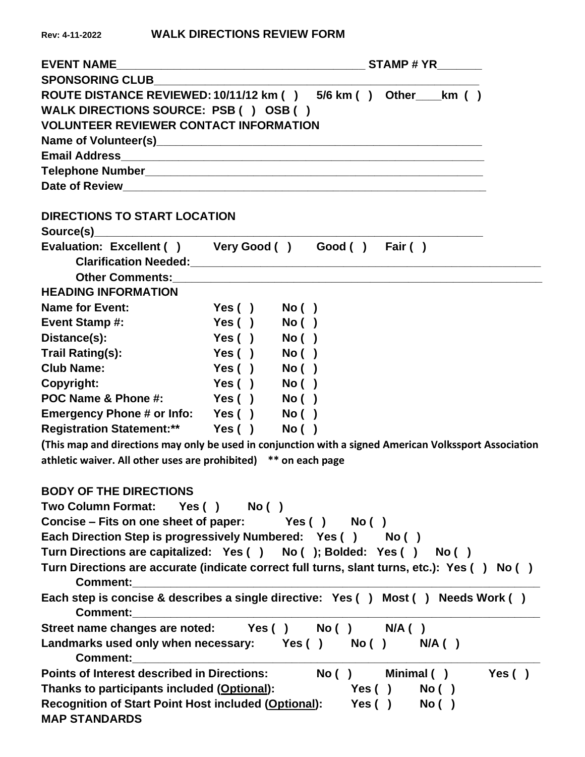Rev: 4-11-2022

# WALK DIRECTIONS REVIEW FORM

**EVENT NAME**________________________________________ **STAMP # YR**_______

**SPONSORING CLUB**_____________________________________________________

**ROUTE DISTANCE REVIEWED: 10/11/12 km ( )   5/6 km ( )   Other____km ( )**

**WALK DIRECTIONS SOURCE: PSB ( ) OSB ( )**

**VOLUNTEER REVIEWER CONTACT INFORMATION**

**Name of Volunteer(s)**_____________________________________________________

**Email Address**___________________________________________________________

**Telephone Number**________________________________________________________

**Date of Review**__________________________________________________________

**DIRECTIONS TO START LOCATION**

**Source(s)**_______________________________________________________________

**Evaluation: Excellent ( )   Very Good ( )   Good ( )   Fair ( )**

**Clarification Needed:**___________________________________________________

**Other Comments:**_________________________________________________________

**HEADING INFORMATION**

| | | |
|---|---|---|
| **Name for Event:** | **Yes ( )** | **No ( )** |
| **Event Stamp #:** | **Yes ( )** | **No ( )** |
| **Distance(s):** | **Yes ( )** | **No ( )** |
| **Trail Rating(s):** | **Yes ( )** | **No ( )** |
| **Club Name:** | **Yes ( )** | **No ( )** |
| **Copyright:** | **Yes ( )** | **No ( )** |
| **POC Name & Phone #:** | **Yes ( )** | **No ( )** |
| **Emergency Phone # or Info:** | **Yes ( )** | **No ( )** |
| **Registration Statement:**** | **Yes ( )** | **No ( )** |

**(This map and directions may only be used in conjunction with a signed American Volkssport Association athletic waiver. All other uses are prohibited)   ** on each page**

**BODY OF THE DIRECTIONS**

**Two Column Format:   Yes ( )   No ( )**

**Concise – Fits on one sheet of paper:   Yes ( )   No ( )**

**Each Direction Step is progressively Numbered:   Yes ( )   No ( )**

**Turn Directions are capitalized:   Yes ( )   No ( ); Bolded:   Yes ( )   No ( )**

**Turn Directions are accurate (indicate correct full turns, slant turns, etc.): Yes ( )   No ( )**

**Comment:**_________________________________________________________________

**Each step is concise & describes a single directive:   Yes ( )   Most ( )   Needs Work ( )**

**Comment:**_________________________________________________________________

**Street name changes are noted:   Yes ( )   No ( )   N/A ( )**

**Landmarks used only when necessary:   Yes ( )   No ( )   N/A ( )**

**Comment:**_________________________________________________________________

**Points of Interest described in Directions:   No ( )   Minimal ( )   Yes ( )**

**Thanks to participants included (<u>Optional</u>):   Yes ( )   No ( )**

**Recognition of Start Point Host included (<u>Optional</u>):   Yes ( )   No ( )**

**MAP STANDARDS**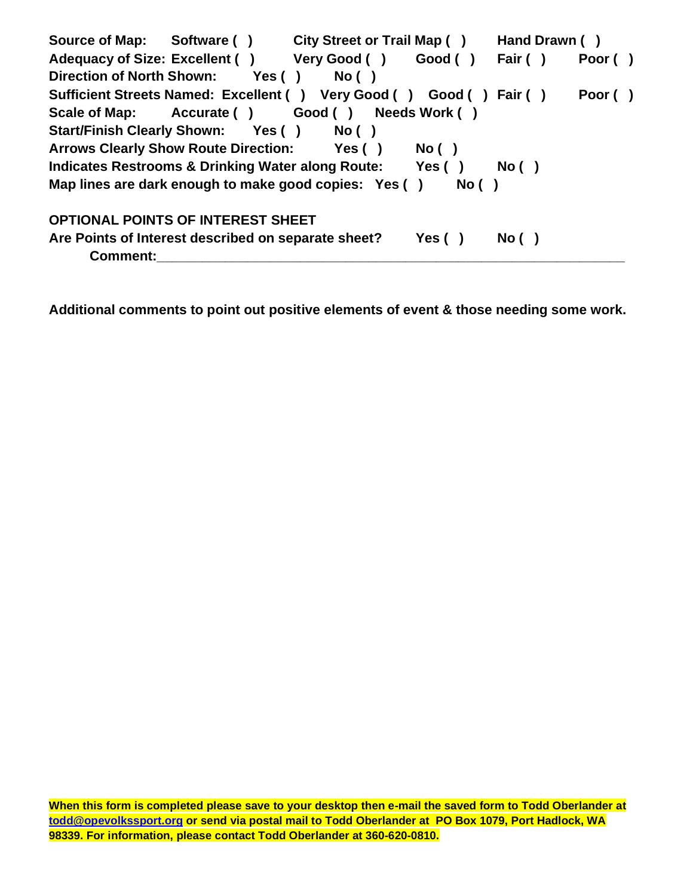**Source of Map:** Software ( ) City Street or Trail Map ( ) Hand Drawn ( )
**Adequacy of Size:** Excellent ( ) Very Good ( ) Good ( ) Fair ( ) Poor ( )
**Direction of North Shown:** Yes ( ) No ( )
**Sufficient Streets Named:** Excellent ( ) Very Good ( ) Good ( ) Fair ( ) Poor ( )
**Scale of Map:** Accurate ( ) Good ( ) Needs Work ( )
**Start/Finish Clearly Shown:** Yes ( ) No ( )
**Arrows Clearly Show Route Direction:** Yes ( ) No ( )
**Indicates Restrooms & Drinking Water along Route:** Yes ( ) No ( )
**Map lines are dark enough to make good copies:** Yes ( ) No ( )

**OPTIONAL POINTS OF INTEREST SHEET**
**Are Points of Interest described on separate sheet?** Yes ( ) No ( )
**Comment:**_______________________________________________________________

**Additional comments to point out positive elements of event & those needing some work.**

**When this form is completed please save to your desktop then e-mail the saved form to Todd Oberlander at todd@opevolkssport.org or send via postal mail to Todd Oberlander at PO Box 1079, Port Hadlock, WA 98339. For information, please contact Todd Oberlander at 360-620-0810.**